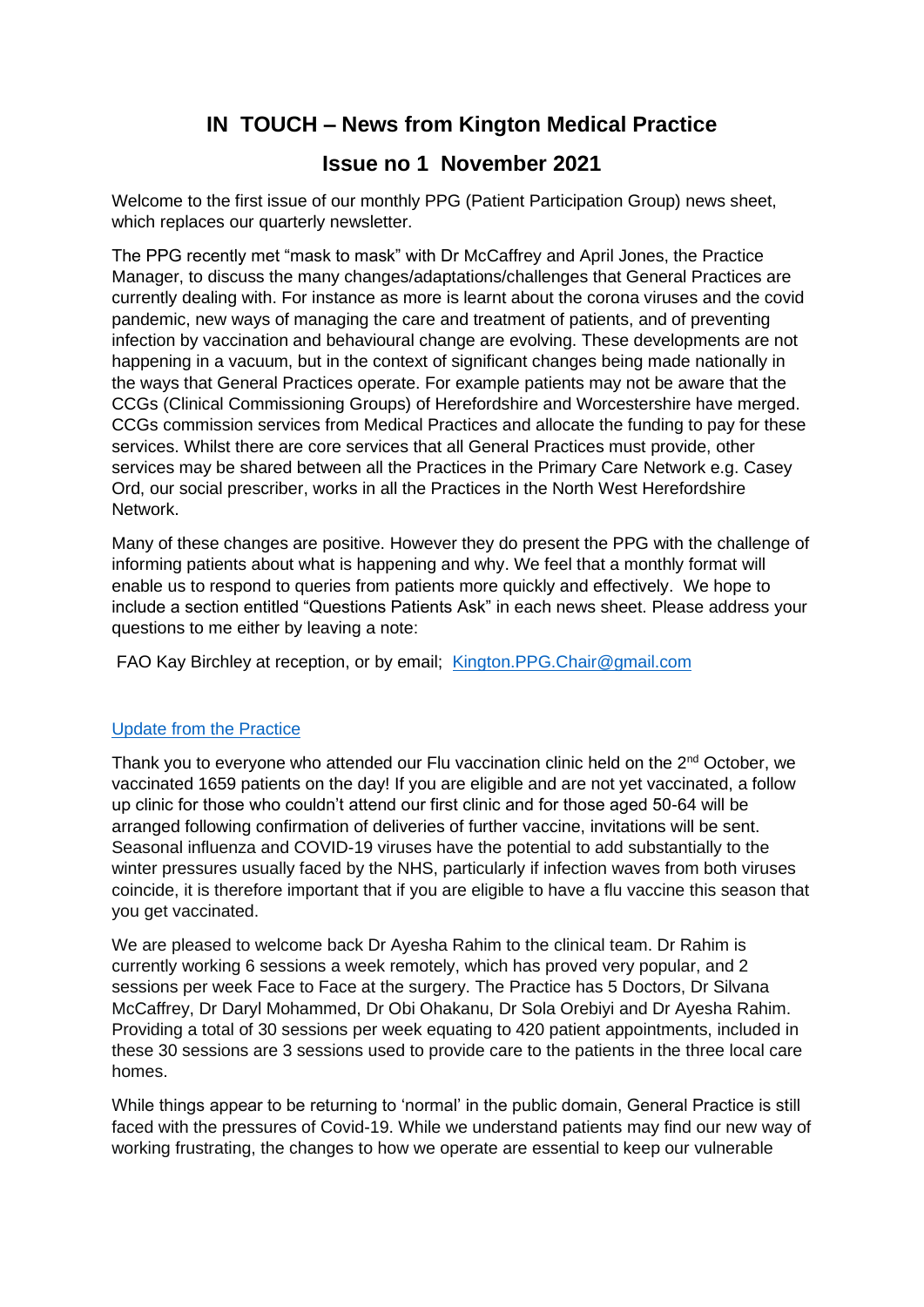# IN TOUCH – News from Kington Medical Practice

## Issue no 1 November 2021

Welcome to the first issue of our monthly PPG (Patient Participation Group) news sheet, which replaces our quarterly newsletter.

The PPG recently met "mask to mask" with Dr McCaffrey and April Jones, the Practice Manager, to discuss the many changes/adaptations/challenges that General Practices are currently dealing with. For instance as more is learnt about the corona viruses and the covid pandemic, new ways of managing the care and treatment of patients, and of preventing infection by vaccination and behavioural change are evolving. These developments are not happening in a vacuum, but in the context of significant changes being made nationally in the ways that General Practices operate. For example patients may not be aware that the CCGs (Clinical Commissioning Groups) of Herefordshire and Worcestershire have merged. CCGs commission services from Medical Practices and allocate the funding to pay for these services. Whilst there are core services that all General Practices must provide, other services may be shared between all the Practices in the Primary Care Network e.g. Casey Ord, our social prescriber, works in all the Practices in the North West Herefordshire Network.

Many of these changes are positive. However they do present the PPG with the challenge of informing patients about what is happening and why. We feel that a monthly format will enable us to respond to queries from patients more quickly and effectively. We hope to include a section entitled "Questions Patients Ask" in each news sheet. Please address your questions to me either by leaving a note:

FAO Kay Birchley at reception, or by email; Kington.PPG.Chair@gmail.com

### Update from the Practice

Thank you to everyone who attended our Flu vaccination clinic held on the 2nd October, we vaccinated 1659 patients on the day! If you are eligible and are not yet vaccinated, a follow up clinic for those who couldn't attend our first clinic and for those aged 50-64 will be arranged following confirmation of deliveries of further vaccine, invitations will be sent. Seasonal influenza and COVID-19 viruses have the potential to add substantially to the winter pressures usually faced by the NHS, particularly if infection waves from both viruses coincide, it is therefore important that if you are eligible to have a flu vaccine this season that you get vaccinated.

We are pleased to welcome back Dr Ayesha Rahim to the clinical team. Dr Rahim is currently working 6 sessions a week remotely, which has proved very popular, and 2 sessions per week Face to Face at the surgery. The Practice has 5 Doctors, Dr Silvana McCaffrey, Dr Daryl Mohammed, Dr Obi Ohakanu, Dr Sola Orebiyi and Dr Ayesha Rahim. Providing a total of 30 sessions per week equating to 420 patient appointments, included in these 30 sessions are 3 sessions used to provide care to the patients in the three local care homes.

While things appear to be returning to 'normal' in the public domain, General Practice is still faced with the pressures of Covid-19. While we understand patients may find our new way of working frustrating, the changes to how we operate are essential to keep our vulnerable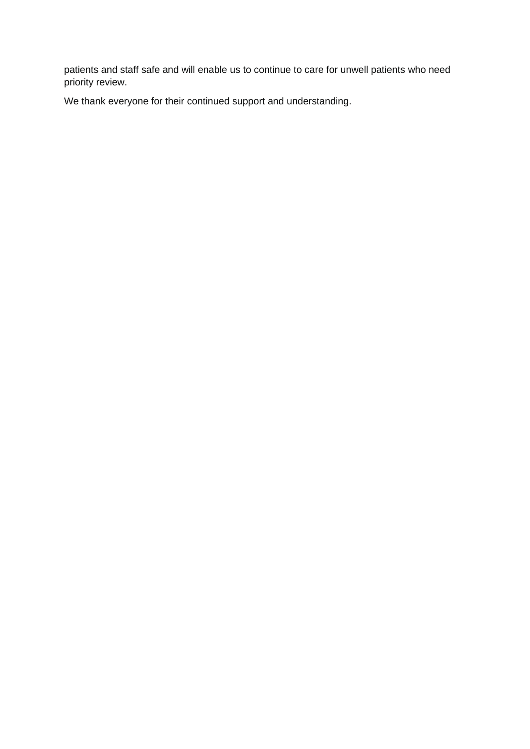patients and staff safe and will enable us to continue to care for unwell patients who need priority review.

We thank everyone for their continued support and understanding.